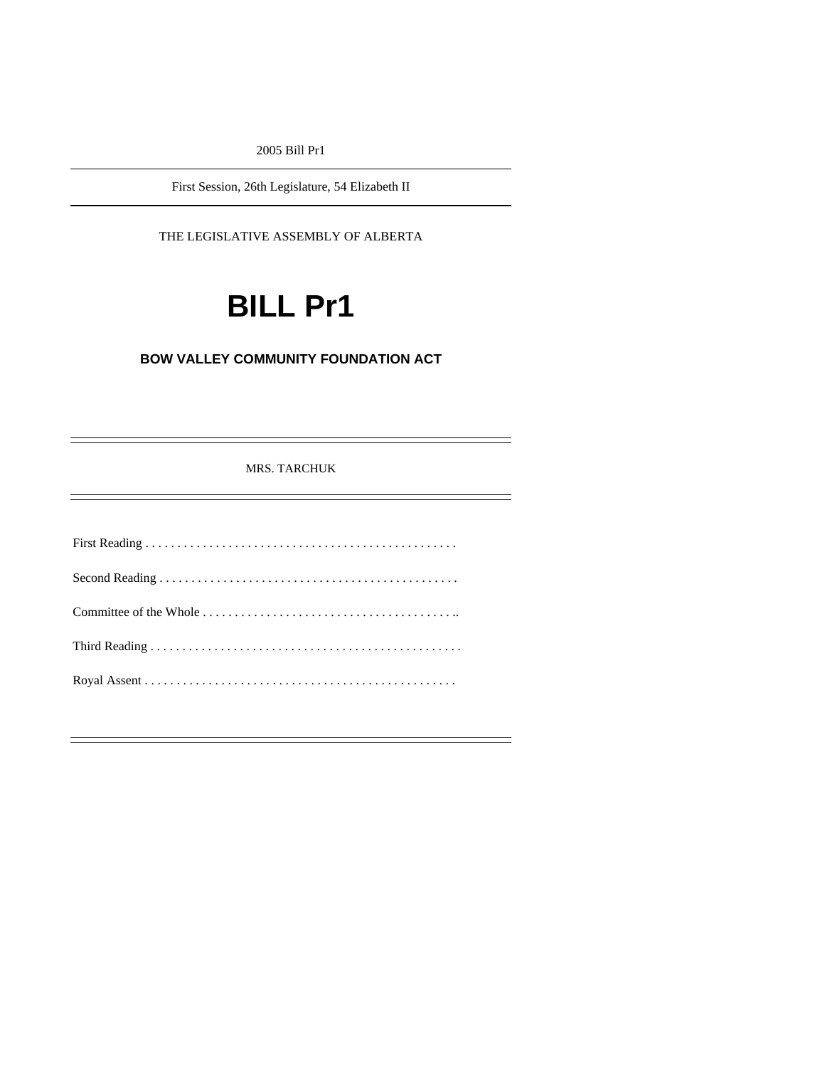2005 Bill Pr1

---

First Session, 26th Legislature, 54 Elizabeth II

---

THE LEGISLATIVE ASSEMBLY OF ALBERTA

# BILL Pr1

## BOW VALLEY COMMUNITY FOUNDATION ACT

---

MRS. TARCHUK

---

First Reading . . . . . . . . . . . . . . . . . . . . . . . . . . . . . . . . . . . . . . . . . . . . . . . . .

Second Reading . . . . . . . . . . . . . . . . . . . . . . . . . . . . . . . . . . . . . . . . . . . . . . .

Committee of the Whole . . . . . . . . . . . . . . . . . . . . . . . . . . . . . . . . . . . . . . . ..

Third Reading . . . . . . . . . . . . . . . . . . . . . . . . . . . . . . . . . . . . . . . . . . . . . . . . .

Royal Assent . . . . . . . . . . . . . . . . . . . . . . . . . . . . . . . . . . . . . . . . . . . . . . . . .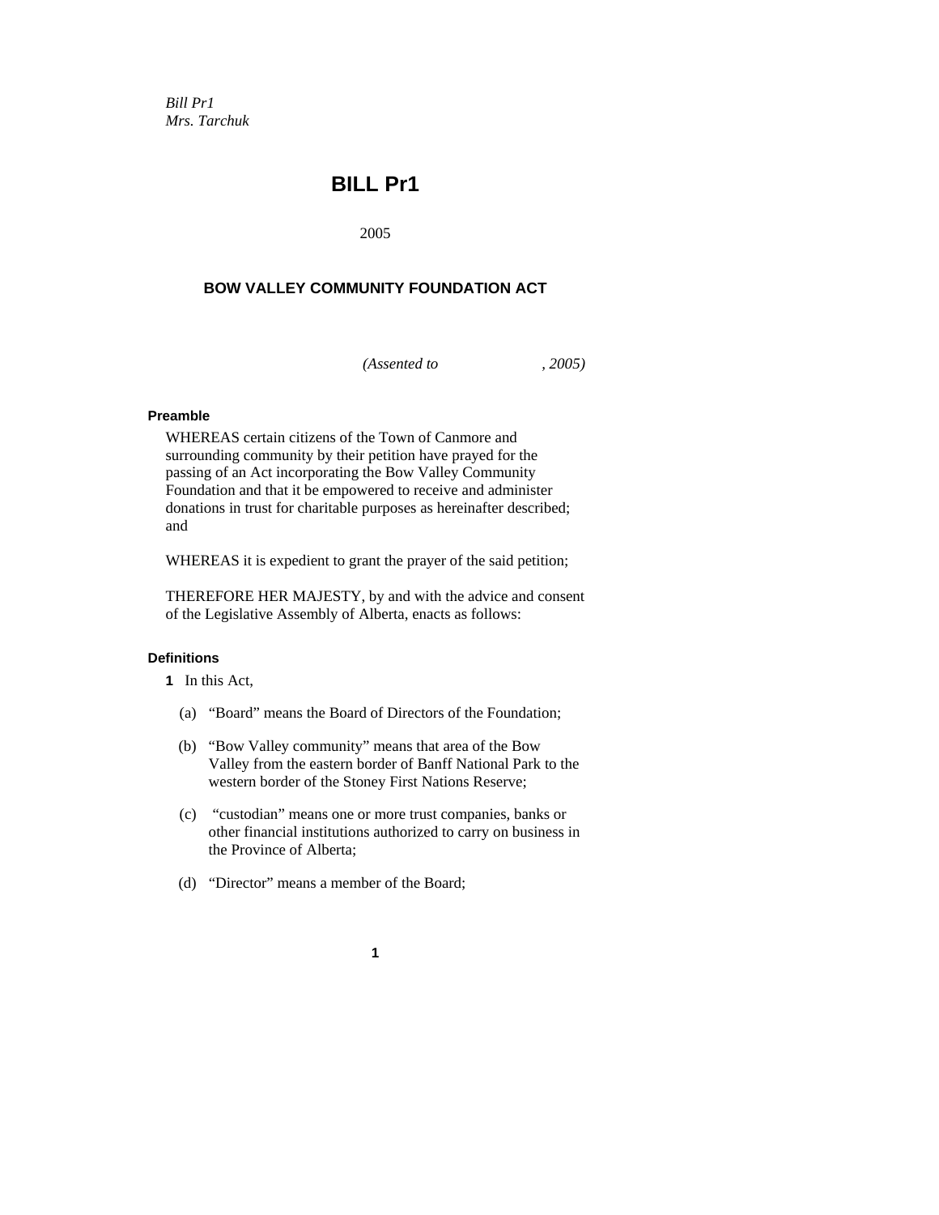*Bill Pr1*
*Mrs. Tarchuk*

# BILL Pr1

2005

## BOW VALLEY COMMUNITY FOUNDATION ACT

*(Assented to , 2005)*

**Preamble**

WHEREAS certain citizens of the Town of Canmore and surrounding community by their petition have prayed for the passing of an Act incorporating the Bow Valley Community Foundation and that it be empowered to receive and administer donations in trust for charitable purposes as hereinafter described; and

WHEREAS it is expedient to grant the prayer of the said petition;

THEREFORE HER MAJESTY, by and with the advice and consent of the Legislative Assembly of Alberta, enacts as follows:

**Definitions**

**1** In this Act,

(a) "Board" means the Board of Directors of the Foundation;

(b) "Bow Valley community" means that area of the Bow Valley from the eastern border of Banff National Park to the western border of the Stoney First Nations Reserve;

(c) "custodian" means one or more trust companies, banks or other financial institutions authorized to carry on business in the Province of Alberta;

(d) "Director" means a member of the Board;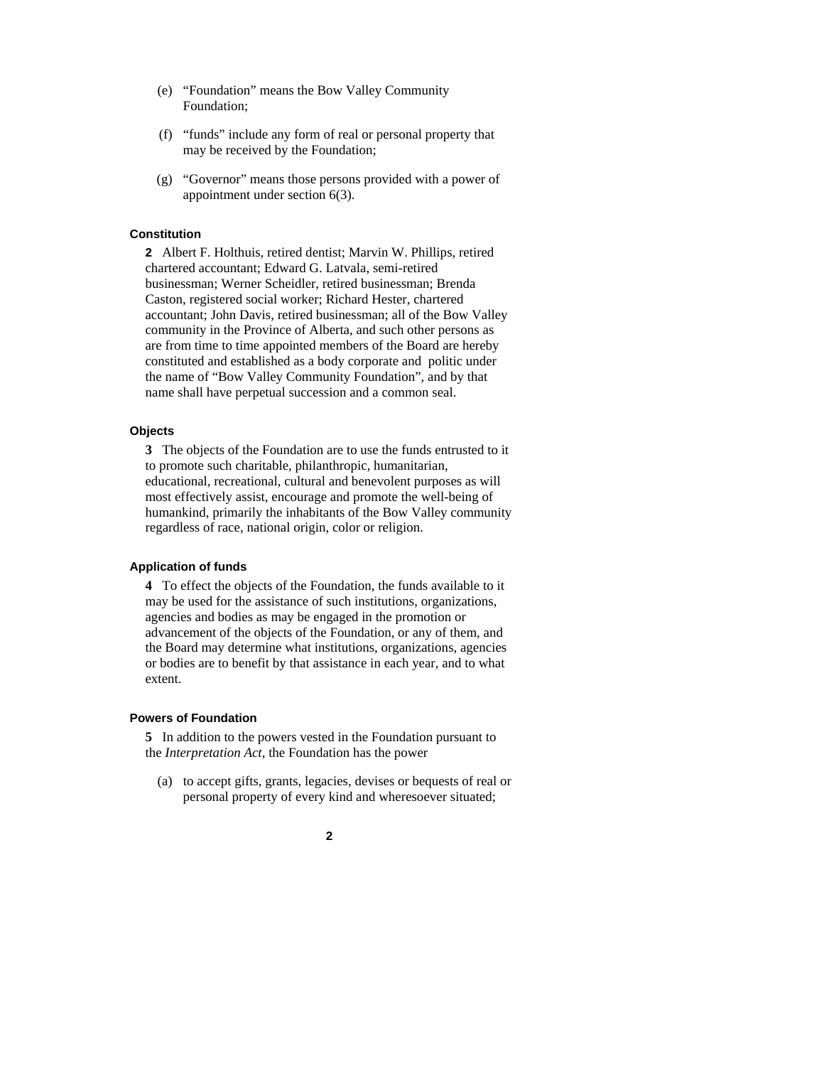(e) "Foundation" means the Bow Valley Community Foundation;

(f) "funds" include any form of real or personal property that may be received by the Foundation;

(g) "Governor" means those persons provided with a power of appointment under section 6(3).

### Constitution

**2** Albert F. Holthuis, retired dentist; Marvin W. Phillips, retired chartered accountant; Edward G. Latvala, semi-retired businessman; Werner Scheidler, retired businessman; Brenda Caston, registered social worker; Richard Hester, chartered accountant; John Davis, retired businessman; all of the Bow Valley community in the Province of Alberta, and such other persons as are from time to time appointed members of the Board are hereby constituted and established as a body corporate and politic under the name of "Bow Valley Community Foundation", and by that name shall have perpetual succession and a common seal.

### Objects

**3** The objects of the Foundation are to use the funds entrusted to it to promote such charitable, philanthropic, humanitarian, educational, recreational, cultural and benevolent purposes as will most effectively assist, encourage and promote the well-being of humankind, primarily the inhabitants of the Bow Valley community regardless of race, national origin, color or religion.

### Application of funds

**4** To effect the objects of the Foundation, the funds available to it may be used for the assistance of such institutions, organizations, agencies and bodies as may be engaged in the promotion or advancement of the objects of the Foundation, or any of them, and the Board may determine what institutions, organizations, agencies or bodies are to benefit by that assistance in each year, and to what extent.

### Powers of Foundation

**5** In addition to the powers vested in the Foundation pursuant to the *Interpretation Act*, the Foundation has the power

(a) to accept gifts, grants, legacies, devises or bequests of real or personal property of every kind and wheresoever situated;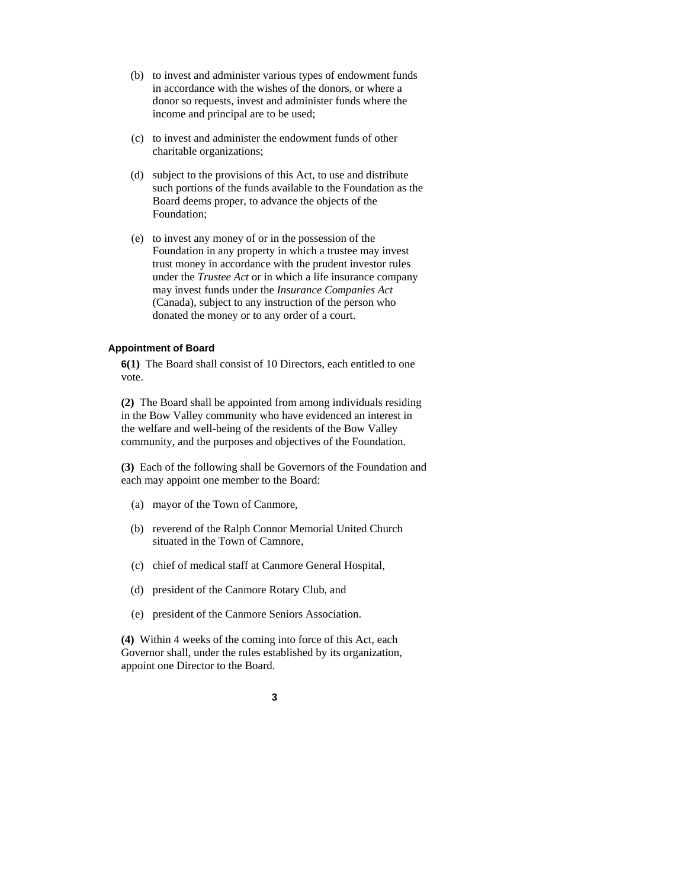(b) to invest and administer various types of endowment funds in accordance with the wishes of the donors, or where a donor so requests, invest and administer funds where the income and principal are to be used;

(c) to invest and administer the endowment funds of other charitable organizations;

(d) subject to the provisions of this Act, to use and distribute such portions of the funds available to the Foundation as the Board deems proper, to advance the objects of the Foundation;

(e) to invest any money of or in the possession of the Foundation in any property in which a trustee may invest trust money in accordance with the prudent investor rules under the *Trustee Act* or in which a life insurance company may invest funds under the *Insurance Companies Act* (Canada), subject to any instruction of the person who donated the money or to any order of a court.

**Appointment of Board**

**6(1)** The Board shall consist of 10 Directors, each entitled to one vote.

**(2)** The Board shall be appointed from among individuals residing in the Bow Valley community who have evidenced an interest in the welfare and well-being of the residents of the Bow Valley community, and the purposes and objectives of the Foundation.

**(3)** Each of the following shall be Governors of the Foundation and each may appoint one member to the Board:

(a) mayor of the Town of Canmore,

(b) reverend of the Ralph Connor Memorial United Church situated in the Town of Camnore,

(c) chief of medical staff at Canmore General Hospital,

(d) president of the Canmore Rotary Club, and

(e) president of the Canmore Seniors Association.

**(4)** Within 4 weeks of the coming into force of this Act, each Governor shall, under the rules established by its organization, appoint one Director to the Board.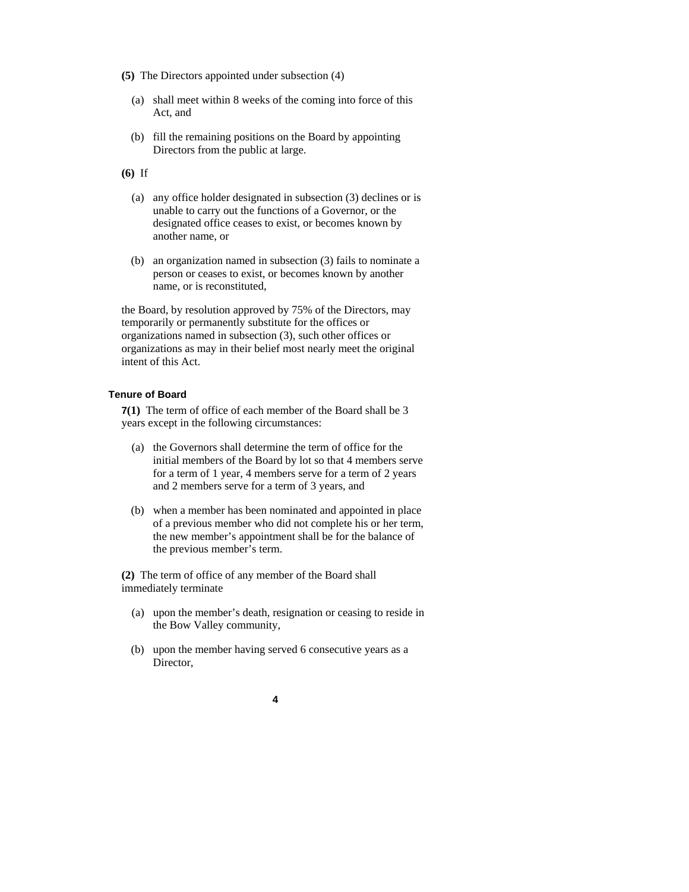**(5)** The Directors appointed under subsection (4)

(a) shall meet within 8 weeks of the coming into force of this Act, and

(b) fill the remaining positions on the Board by appointing Directors from the public at large.

**(6)** If

(a) any office holder designated in subsection (3) declines or is unable to carry out the functions of a Governor, or the designated office ceases to exist, or becomes known by another name, or

(b) an organization named in subsection (3) fails to nominate a person or ceases to exist, or becomes known by another name, or is reconstituted,

the Board, by resolution approved by 75% of the Directors, may temporarily or permanently substitute for the offices or organizations named in subsection (3), such other offices or organizations as may in their belief most nearly meet the original intent of this Act.

### Tenure of Board

**7(1)** The term of office of each member of the Board shall be 3 years except in the following circumstances:

(a) the Governors shall determine the term of office for the initial members of the Board by lot so that 4 members serve for a term of 1 year, 4 members serve for a term of 2 years and 2 members serve for a term of 3 years, and

(b) when a member has been nominated and appointed in place of a previous member who did not complete his or her term, the new member's appointment shall be for the balance of the previous member's term.

**(2)** The term of office of any member of the Board shall immediately terminate

(a) upon the member's death, resignation or ceasing to reside in the Bow Valley community,

(b) upon the member having served 6 consecutive years as a Director,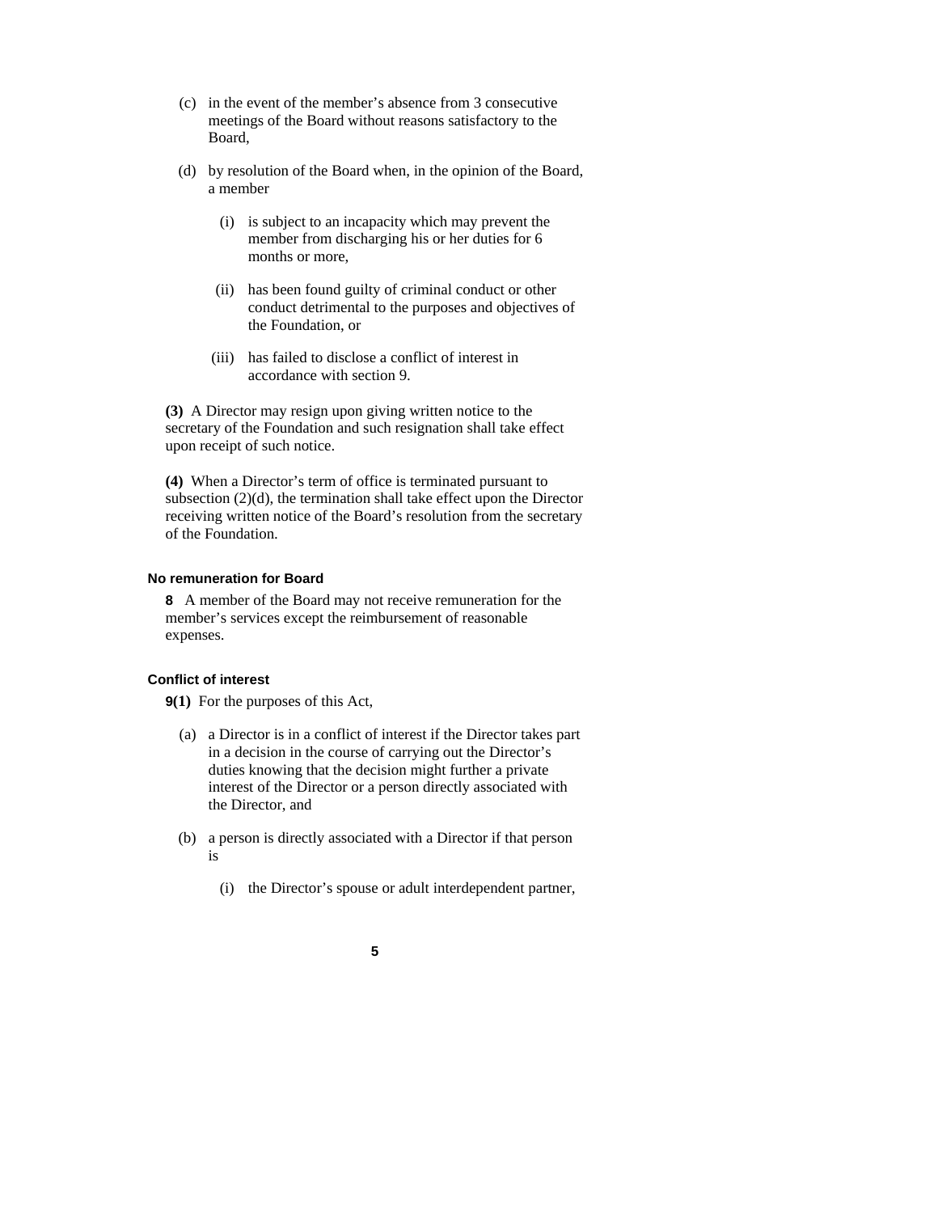(c) in the event of the member's absence from 3 consecutive meetings of the Board without reasons satisfactory to the Board,

(d) by resolution of the Board when, in the opinion of the Board, a member

(i) is subject to an incapacity which may prevent the member from discharging his or her duties for 6 months or more,

(ii) has been found guilty of criminal conduct or other conduct detrimental to the purposes and objectives of the Foundation, or

(iii) has failed to disclose a conflict of interest in accordance with section 9.

**(3)** A Director may resign upon giving written notice to the secretary of the Foundation and such resignation shall take effect upon receipt of such notice.

**(4)** When a Director's term of office is terminated pursuant to subsection (2)(d), the termination shall take effect upon the Director receiving written notice of the Board's resolution from the secretary of the Foundation.

#### No remuneration for Board

**8** A member of the Board may not receive remuneration for the member's services except the reimbursement of reasonable expenses.

#### Conflict of interest

**9(1)** For the purposes of this Act,

(a) a Director is in a conflict of interest if the Director takes part in a decision in the course of carrying out the Director's duties knowing that the decision might further a private interest of the Director or a person directly associated with the Director, and

(b) a person is directly associated with a Director if that person is

(i) the Director's spouse or adult interdependent partner,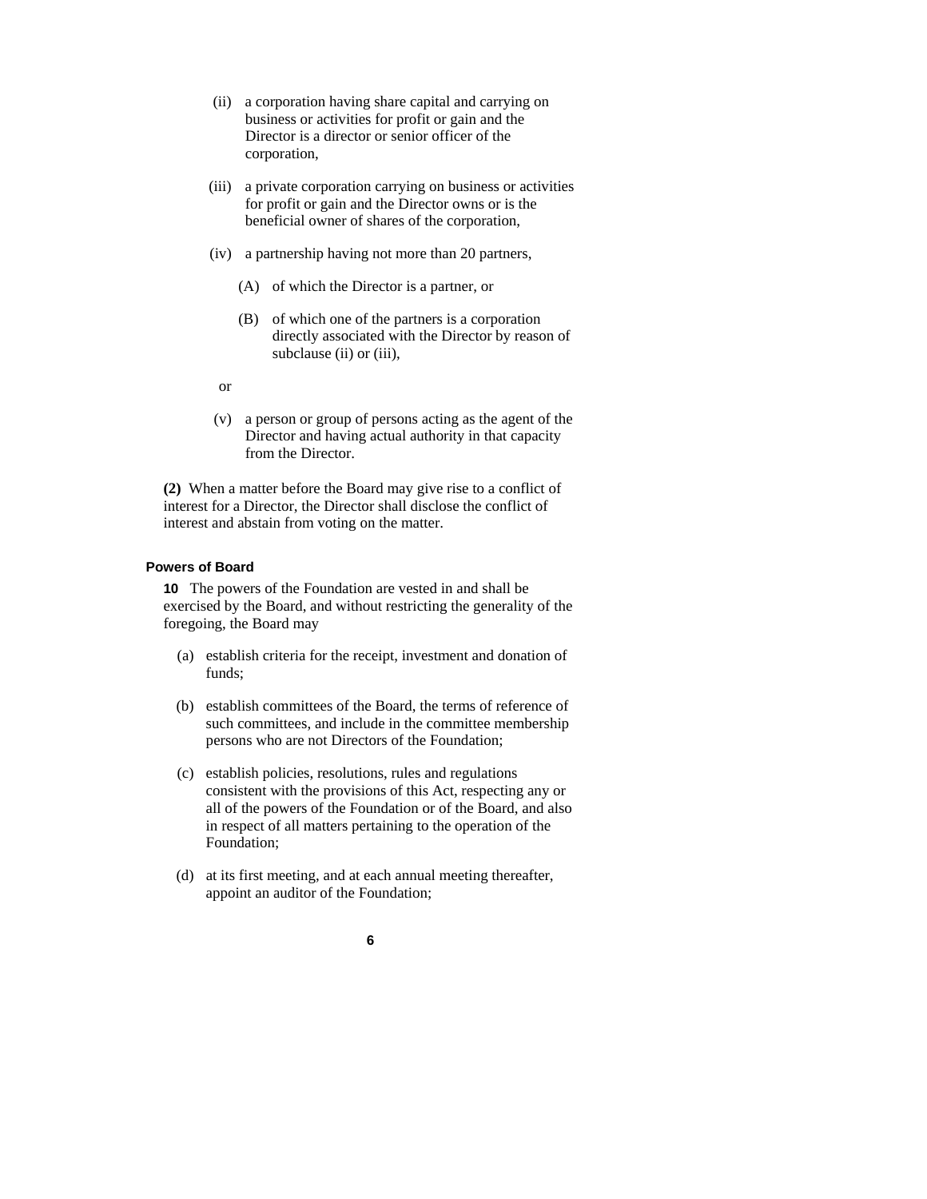(ii) a corporation having share capital and carrying on business or activities for profit or gain and the Director is a director or senior officer of the corporation,

(iii) a private corporation carrying on business or activities for profit or gain and the Director owns or is the beneficial owner of shares of the corporation,

(iv) a partnership having not more than 20 partners,

(A) of which the Director is a partner, or

(B) of which one of the partners is a corporation directly associated with the Director by reason of subclause (ii) or (iii),

or

(v) a person or group of persons acting as the agent of the Director and having actual authority in that capacity from the Director.

**(2)** When a matter before the Board may give rise to a conflict of interest for a Director, the Director shall disclose the conflict of interest and abstain from voting on the matter.

#### Powers of Board

**10** The powers of the Foundation are vested in and shall be exercised by the Board, and without restricting the generality of the foregoing, the Board may

(a) establish criteria for the receipt, investment and donation of funds;

(b) establish committees of the Board, the terms of reference of such committees, and include in the committee membership persons who are not Directors of the Foundation;

(c) establish policies, resolutions, rules and regulations consistent with the provisions of this Act, respecting any or all of the powers of the Foundation or of the Board, and also in respect of all matters pertaining to the operation of the Foundation;

(d) at its first meeting, and at each annual meeting thereafter, appoint an auditor of the Foundation;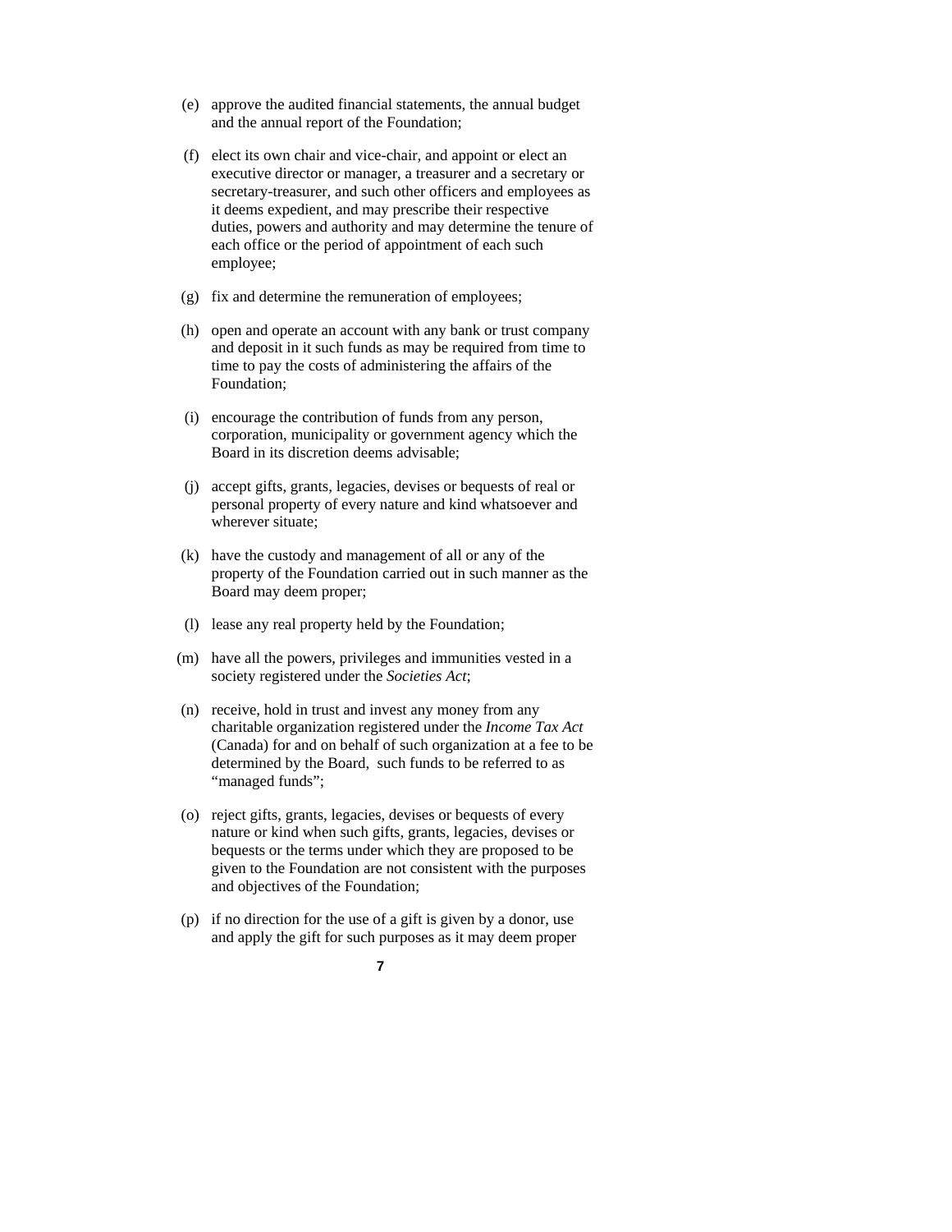(e) approve the audited financial statements, the annual budget and the annual report of the Foundation;

(f) elect its own chair and vice-chair, and appoint or elect an executive director or manager, a treasurer and a secretary or secretary-treasurer, and such other officers and employees as it deems expedient, and may prescribe their respective duties, powers and authority and may determine the tenure of each office or the period of appointment of each such employee;

(g) fix and determine the remuneration of employees;

(h) open and operate an account with any bank or trust company and deposit in it such funds as may be required from time to time to pay the costs of administering the affairs of the Foundation;

(i) encourage the contribution of funds from any person, corporation, municipality or government agency which the Board in its discretion deems advisable;

(j) accept gifts, grants, legacies, devises or bequests of real or personal property of every nature and kind whatsoever and wherever situate;

(k) have the custody and management of all or any of the property of the Foundation carried out in such manner as the Board may deem proper;

(l) lease any real property held by the Foundation;

(m) have all the powers, privileges and immunities vested in a society registered under the *Societies Act*;

(n) receive, hold in trust and invest any money from any charitable organization registered under the *Income Tax Act* (Canada) for and on behalf of such organization at a fee to be determined by the Board, such funds to be referred to as "managed funds";

(o) reject gifts, grants, legacies, devises or bequests of every nature or kind when such gifts, grants, legacies, devises or bequests or the terms under which they are proposed to be given to the Foundation are not consistent with the purposes and objectives of the Foundation;

(p) if no direction for the use of a gift is given by a donor, use and apply the gift for such purposes as it may deem proper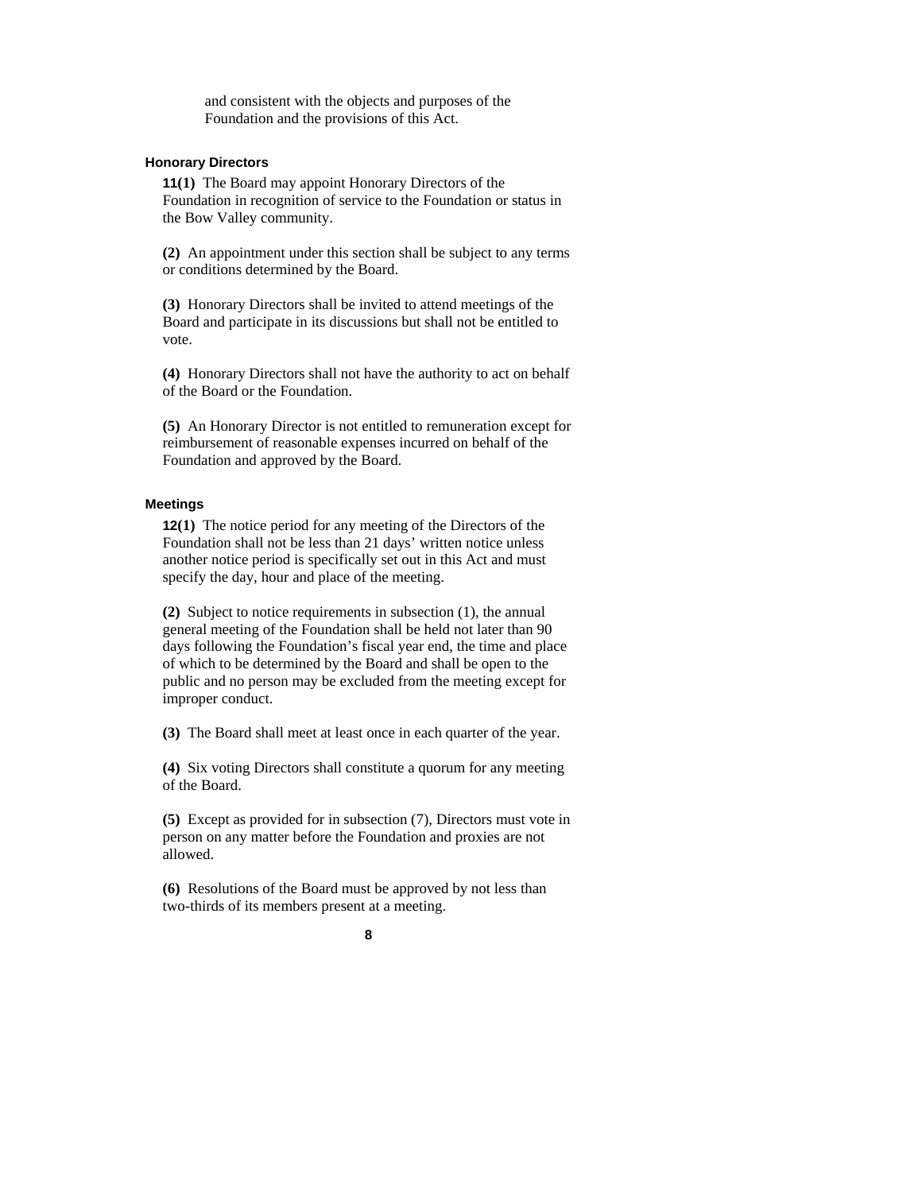and consistent with the objects and purposes of the Foundation and the provisions of this Act.

#### Honorary Directors

**11(1)** The Board may appoint Honorary Directors of the Foundation in recognition of service to the Foundation or status in the Bow Valley community.

**(2)** An appointment under this section shall be subject to any terms or conditions determined by the Board.

**(3)** Honorary Directors shall be invited to attend meetings of the Board and participate in its discussions but shall not be entitled to vote.

**(4)** Honorary Directors shall not have the authority to act on behalf of the Board or the Foundation.

**(5)** An Honorary Director is not entitled to remuneration except for reimbursement of reasonable expenses incurred on behalf of the Foundation and approved by the Board.

#### Meetings

**12(1)** The notice period for any meeting of the Directors of the Foundation shall not be less than 21 days' written notice unless another notice period is specifically set out in this Act and must specify the day, hour and place of the meeting.

**(2)** Subject to notice requirements in subsection (1), the annual general meeting of the Foundation shall be held not later than 90 days following the Foundation's fiscal year end, the time and place of which to be determined by the Board and shall be open to the public and no person may be excluded from the meeting except for improper conduct.

**(3)** The Board shall meet at least once in each quarter of the year.

**(4)** Six voting Directors shall constitute a quorum for any meeting of the Board.

**(5)** Except as provided for in subsection (7), Directors must vote in person on any matter before the Foundation and proxies are not allowed.

**(6)** Resolutions of the Board must be approved by not less than two-thirds of its members present at a meeting.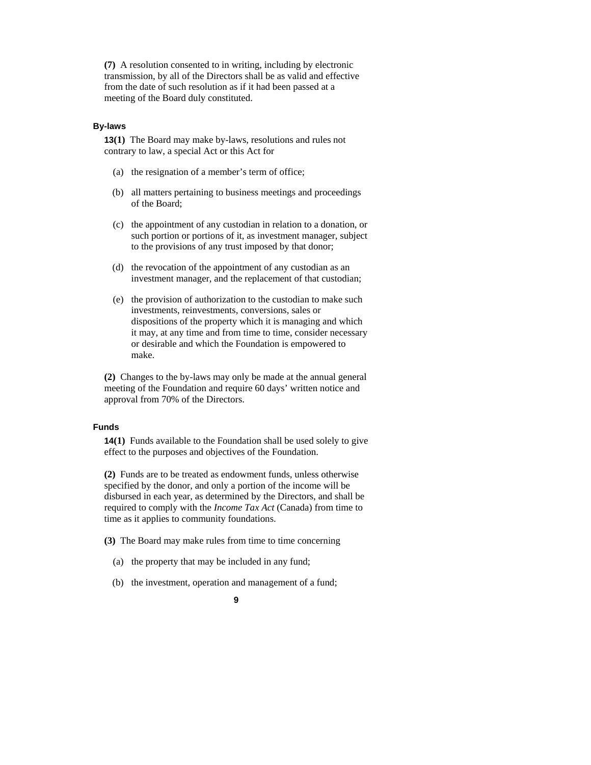**(7)** A resolution consented to in writing, including by electronic transmission, by all of the Directors shall be as valid and effective from the date of such resolution as if it had been passed at a meeting of the Board duly constituted.

### By-laws

**13(1)** The Board may make by-laws, resolutions and rules not contrary to law, a special Act or this Act for

(a) the resignation of a member's term of office;

(b) all matters pertaining to business meetings and proceedings of the Board;

(c) the appointment of any custodian in relation to a donation, or such portion or portions of it, as investment manager, subject to the provisions of any trust imposed by that donor;

(d) the revocation of the appointment of any custodian as an investment manager, and the replacement of that custodian;

(e) the provision of authorization to the custodian to make such investments, reinvestments, conversions, sales or dispositions of the property which it is managing and which it may, at any time and from time to time, consider necessary or desirable and which the Foundation is empowered to make.

**(2)** Changes to the by-laws may only be made at the annual general meeting of the Foundation and require 60 days' written notice and approval from 70% of the Directors.

### Funds

**14(1)** Funds available to the Foundation shall be used solely to give effect to the purposes and objectives of the Foundation.

**(2)** Funds are to be treated as endowment funds, unless otherwise specified by the donor, and only a portion of the income will be disbursed in each year, as determined by the Directors, and shall be required to comply with the *Income Tax Act* (Canada) from time to time as it applies to community foundations.

**(3)** The Board may make rules from time to time concerning

(a) the property that may be included in any fund;

(b) the investment, operation and management of a fund;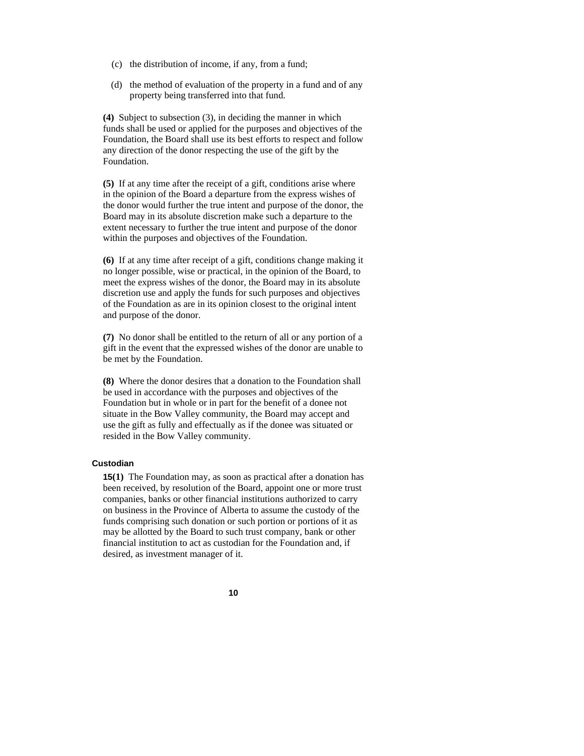(c) the distribution of income, if any, from a fund;

(d) the method of evaluation of the property in a fund and of any property being transferred into that fund.

**(4)** Subject to subsection (3), in deciding the manner in which funds shall be used or applied for the purposes and objectives of the Foundation, the Board shall use its best efforts to respect and follow any direction of the donor respecting the use of the gift by the Foundation.

**(5)** If at any time after the receipt of a gift, conditions arise where in the opinion of the Board a departure from the express wishes of the donor would further the true intent and purpose of the donor, the Board may in its absolute discretion make such a departure to the extent necessary to further the true intent and purpose of the donor within the purposes and objectives of the Foundation.

**(6)** If at any time after receipt of a gift, conditions change making it no longer possible, wise or practical, in the opinion of the Board, to meet the express wishes of the donor, the Board may in its absolute discretion use and apply the funds for such purposes and objectives of the Foundation as are in its opinion closest to the original intent and purpose of the donor.

**(7)** No donor shall be entitled to the return of all or any portion of a gift in the event that the expressed wishes of the donor are unable to be met by the Foundation.

**(8)** Where the donor desires that a donation to the Foundation shall be used in accordance with the purposes and objectives of the Foundation but in whole or in part for the benefit of a donee not situate in the Bow Valley community, the Board may accept and use the gift as fully and effectually as if the donee was situated or resided in the Bow Valley community.

### Custodian

**15(1)** The Foundation may, as soon as practical after a donation has been received, by resolution of the Board, appoint one or more trust companies, banks or other financial institutions authorized to carry on business in the Province of Alberta to assume the custody of the funds comprising such donation or such portion or portions of it as may be allotted by the Board to such trust company, bank or other financial institution to act as custodian for the Foundation and, if desired, as investment manager of it.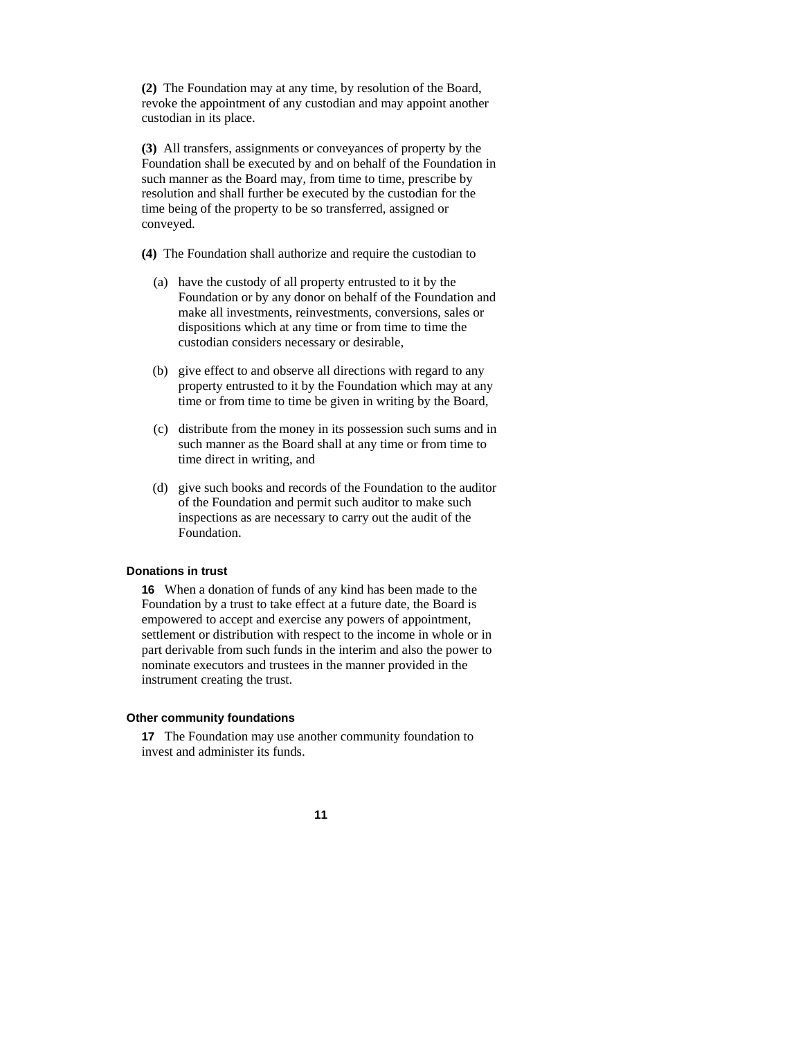**(2)** The Foundation may at any time, by resolution of the Board, revoke the appointment of any custodian and may appoint another custodian in its place.

**(3)** All transfers, assignments or conveyances of property by the Foundation shall be executed by and on behalf of the Foundation in such manner as the Board may, from time to time, prescribe by resolution and shall further be executed by the custodian for the time being of the property to be so transferred, assigned or conveyed.

**(4)** The Foundation shall authorize and require the custodian to

(a) have the custody of all property entrusted to it by the Foundation or by any donor on behalf of the Foundation and make all investments, reinvestments, conversions, sales or dispositions which at any time or from time to time the custodian considers necessary or desirable,

(b) give effect to and observe all directions with regard to any property entrusted to it by the Foundation which may at any time or from time to time be given in writing by the Board,

(c) distribute from the money in its possession such sums and in such manner as the Board shall at any time or from time to time direct in writing, and

(d) give such books and records of the Foundation to the auditor of the Foundation and permit such auditor to make such inspections as are necessary to carry out the audit of the Foundation.

#### Donations in trust

**16** When a donation of funds of any kind has been made to the Foundation by a trust to take effect at a future date, the Board is empowered to accept and exercise any powers of appointment, settlement or distribution with respect to the income in whole or in part derivable from such funds in the interim and also the power to nominate executors and trustees in the manner provided in the instrument creating the trust.

#### Other community foundations

**17** The Foundation may use another community foundation to invest and administer its funds.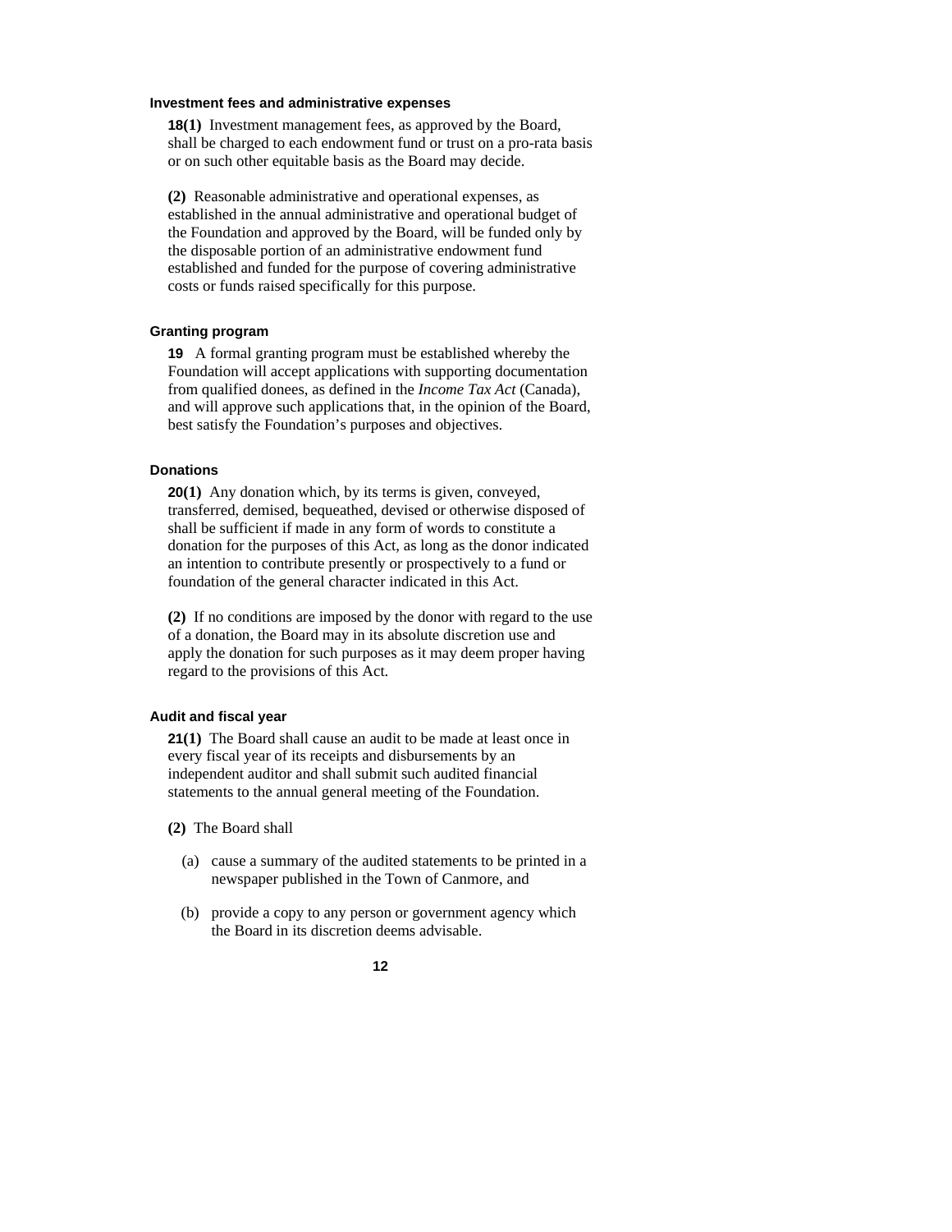### Investment fees and administrative expenses

**18(1)** Investment management fees, as approved by the Board, shall be charged to each endowment fund or trust on a pro-rata basis or on such other equitable basis as the Board may decide.

**(2)** Reasonable administrative and operational expenses, as established in the annual administrative and operational budget of the Foundation and approved by the Board, will be funded only by the disposable portion of an administrative endowment fund established and funded for the purpose of covering administrative costs or funds raised specifically for this purpose.

### Granting program

**19** A formal granting program must be established whereby the Foundation will accept applications with supporting documentation from qualified donees, as defined in the *Income Tax Act* (Canada), and will approve such applications that, in the opinion of the Board, best satisfy the Foundation's purposes and objectives.

### Donations

**20(1)** Any donation which, by its terms is given, conveyed, transferred, demised, bequeathed, devised or otherwise disposed of shall be sufficient if made in any form of words to constitute a donation for the purposes of this Act, as long as the donor indicated an intention to contribute presently or prospectively to a fund or foundation of the general character indicated in this Act.

**(2)** If no conditions are imposed by the donor with regard to the use of a donation, the Board may in its absolute discretion use and apply the donation for such purposes as it may deem proper having regard to the provisions of this Act.

### Audit and fiscal year

**21(1)** The Board shall cause an audit to be made at least once in every fiscal year of its receipts and disbursements by an independent auditor and shall submit such audited financial statements to the annual general meeting of the Foundation.

**(2)** The Board shall

(a) cause a summary of the audited statements to be printed in a newspaper published in the Town of Canmore, and

(b) provide a copy to any person or government agency which the Board in its discretion deems advisable.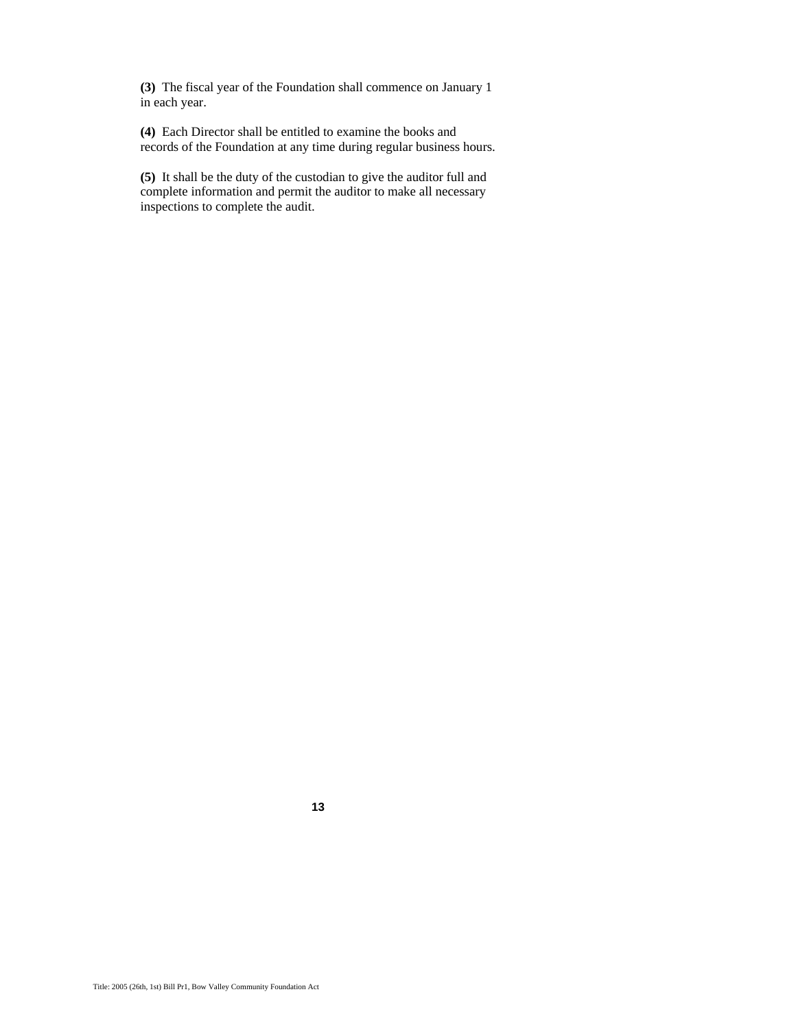**(3)** The fiscal year of the Foundation shall commence on January 1 in each year.

**(4)** Each Director shall be entitled to examine the books and records of the Foundation at any time during regular business hours.

**(5)** It shall be the duty of the custodian to give the auditor full and complete information and permit the auditor to make all necessary inspections to complete the audit.